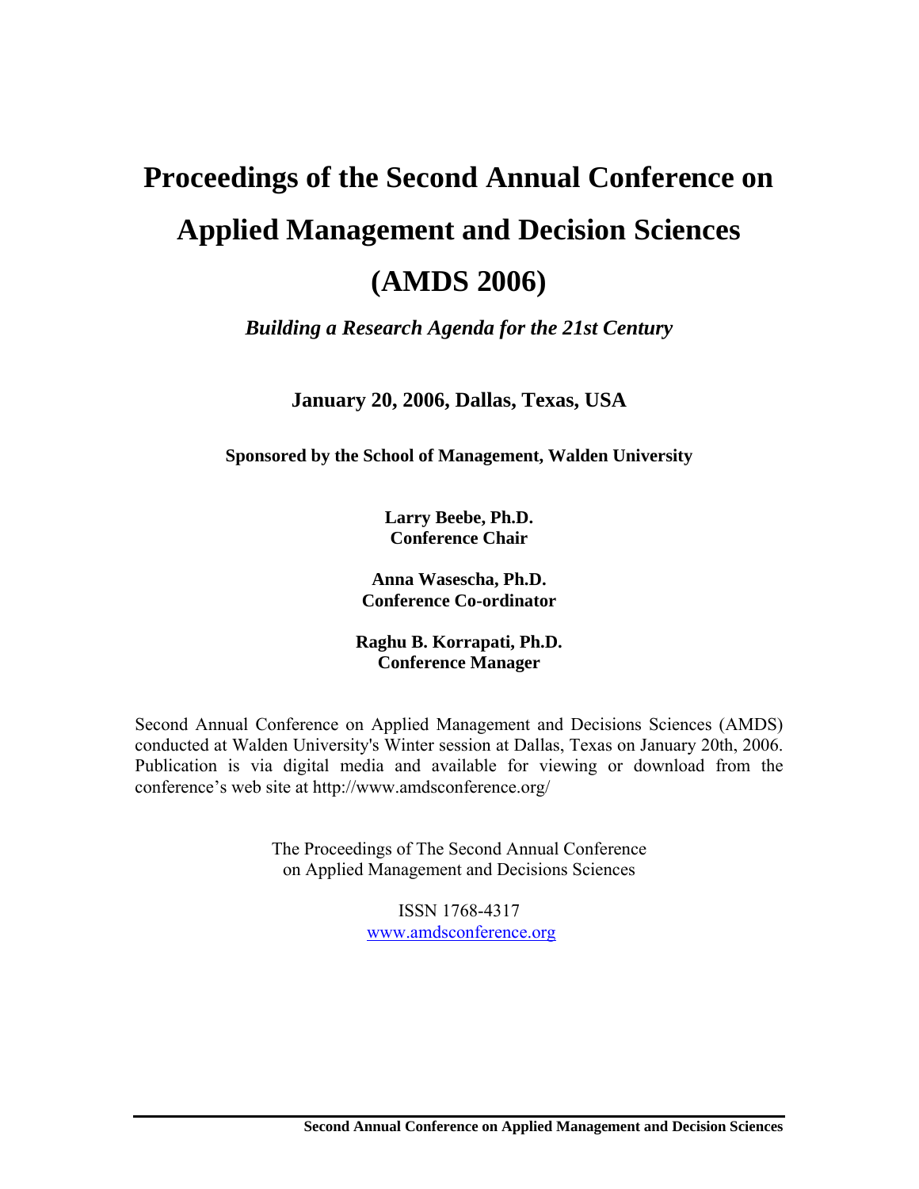# Proceedings of the Second Annual Conference on Applied Management and Decision Sciences (AMDS 2006)

***Building a Research Agenda for the 21st Century***

**January 20, 2006, Dallas, Texas, USA**

**Sponsored by the School of Management, Walden University**

**Larry Beebe, Ph.D.**
**Conference Chair**

**Anna Wasescha, Ph.D.**
**Conference Co-ordinator**

**Raghu B. Korrapati, Ph.D.**
**Conference Manager**

Second Annual Conference on Applied Management and Decisions Sciences (AMDS) conducted at Walden University's Winter session at Dallas, Texas on January 20th, 2006. Publication is via digital media and available for viewing or download from the conference's web site at http://www.amdsconference.org/

The Proceedings of The Second Annual Conference
on Applied Management and Decisions Sciences

ISSN 1768-4317
www.amdsconference.org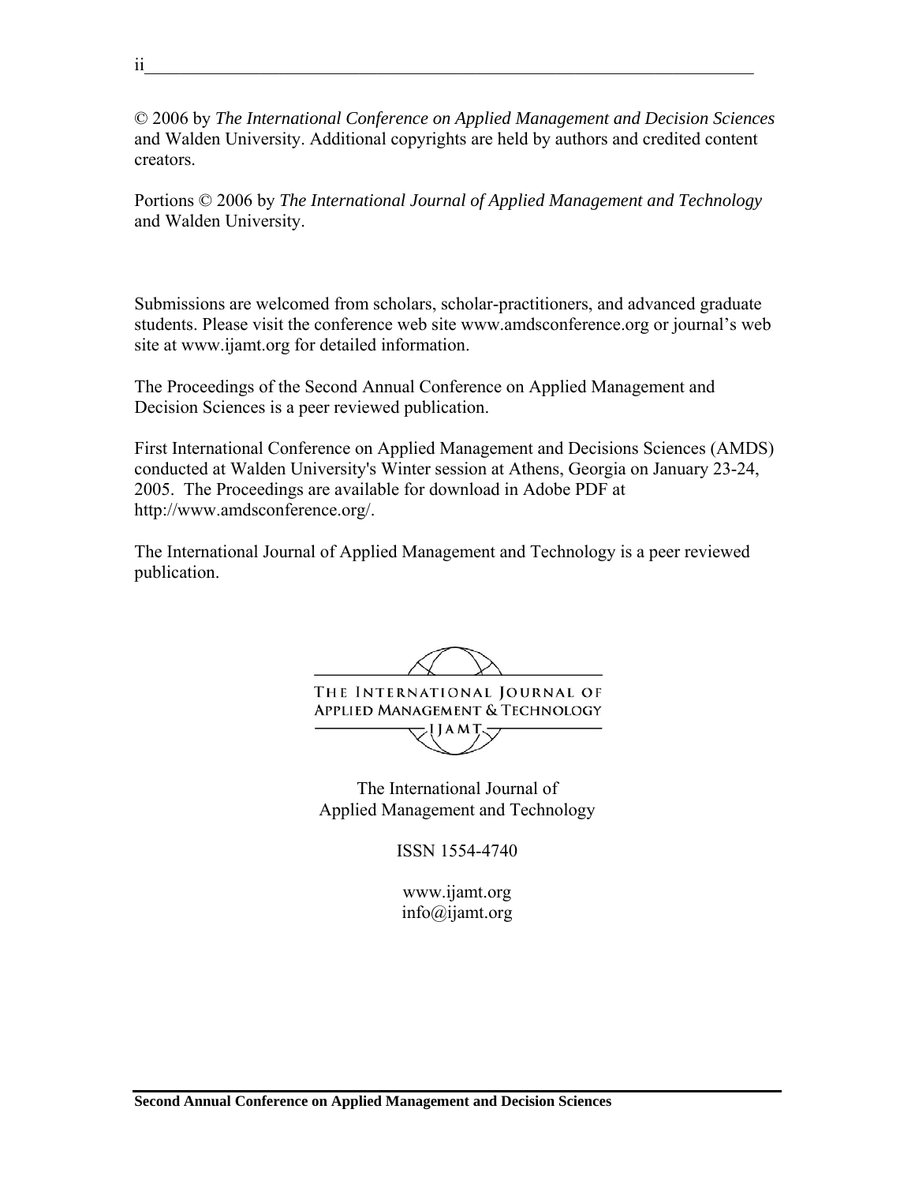© 2006 by *The International Conference on Applied Management and Decision Sciences* and Walden University. Additional copyrights are held by authors and credited content creators.

Portions © 2006 by *The International Journal of Applied Management and Technology* and Walden University.

Submissions are welcomed from scholars, scholar-practitioners, and advanced graduate students. Please visit the conference web site www.amdsconference.org or journal's web site at www.ijamt.org for detailed information.

The Proceedings of the Second Annual Conference on Applied Management and Decision Sciences is a peer reviewed publication.

First International Conference on Applied Management and Decisions Sciences (AMDS) conducted at Walden University's Winter session at Athens, Georgia on January 23-24, 2005. The Proceedings are available for download in Adobe PDF at http://www.amdsconference.org/.

The International Journal of Applied Management and Technology is a peer reviewed publication.

THE INTERNATIONAL JOURNAL OF APPLIED MANAGEMENT & TECHNOLOGY

IJAMT

The International Journal of
Applied Management and Technology

ISSN 1554-4740

www.ijamt.org
info@ijamt.org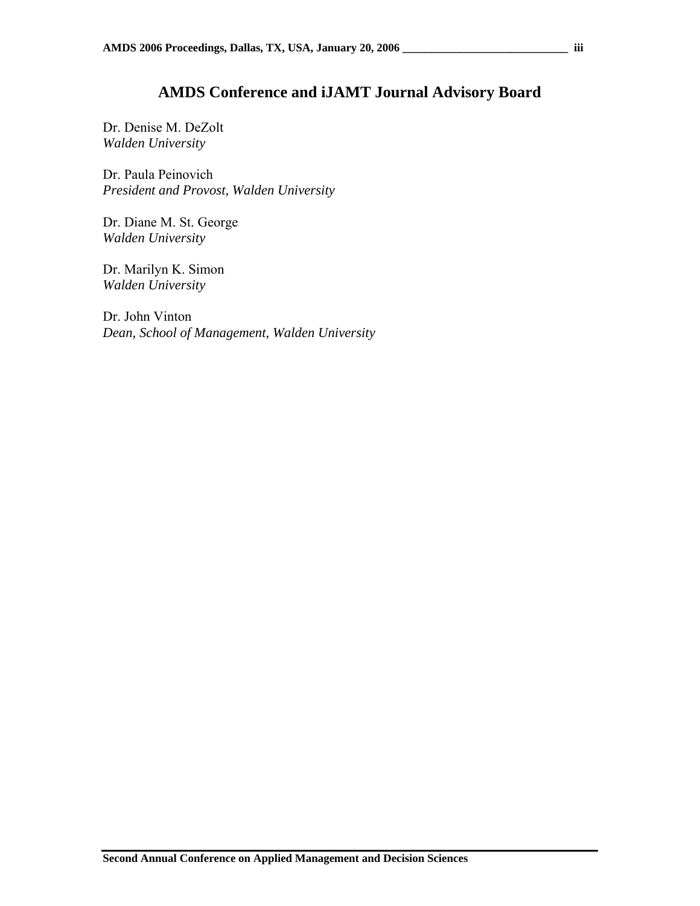# AMDS Conference and iJAMT Journal Advisory Board

Dr. Denise M. DeZolt  
*Walden University*

Dr. Paula Peinovich  
*President and Provost, Walden University*

Dr. Diane M. St. George  
*Walden University*

Dr. Marilyn K. Simon  
*Walden University*

Dr. John Vinton  
*Dean, School of Management, Walden University*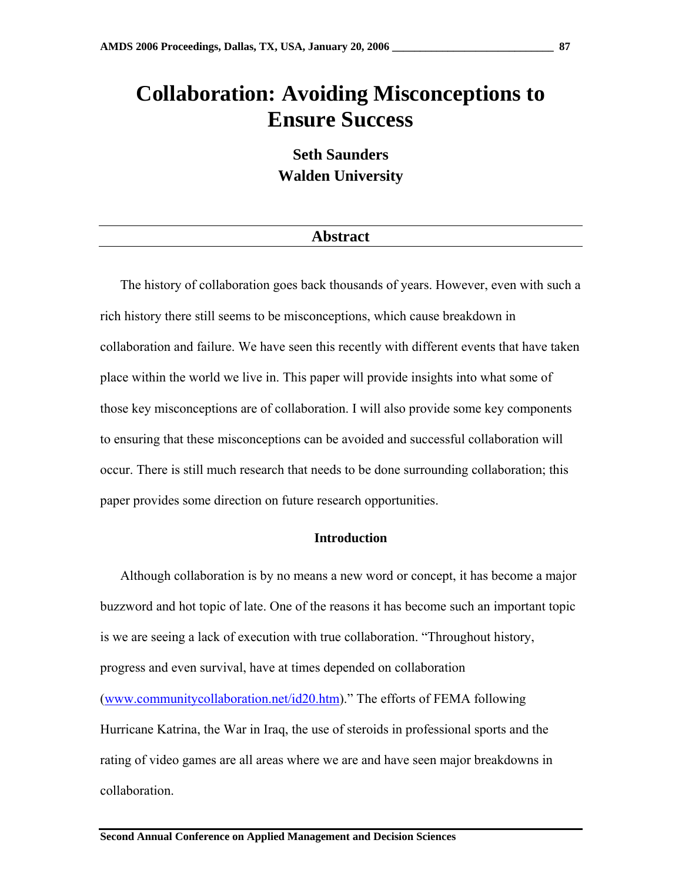# Collaboration: Avoiding Misconceptions to Ensure Success

**Seth Saunders**
**Walden University**

## Abstract

The history of collaboration goes back thousands of years. However, even with such a rich history there still seems to be misconceptions, which cause breakdown in collaboration and failure. We have seen this recently with different events that have taken place within the world we live in. This paper will provide insights into what some of those key misconceptions are of collaboration. I will also provide some key components to ensuring that these misconceptions can be avoided and successful collaboration will occur. There is still much research that needs to be done surrounding collaboration; this paper provides some direction on future research opportunities.

### Introduction

Although collaboration is by no means a new word or concept, it has become a major buzzword and hot topic of late. One of the reasons it has become such an important topic is we are seeing a lack of execution with true collaboration. "Throughout history, progress and even survival, have at times depended on collaboration (www.communitycollaboration.net/id20.htm)." The efforts of FEMA following Hurricane Katrina, the War in Iraq, the use of steroids in professional sports and the rating of video games are all areas where we are and have seen major breakdowns in collaboration.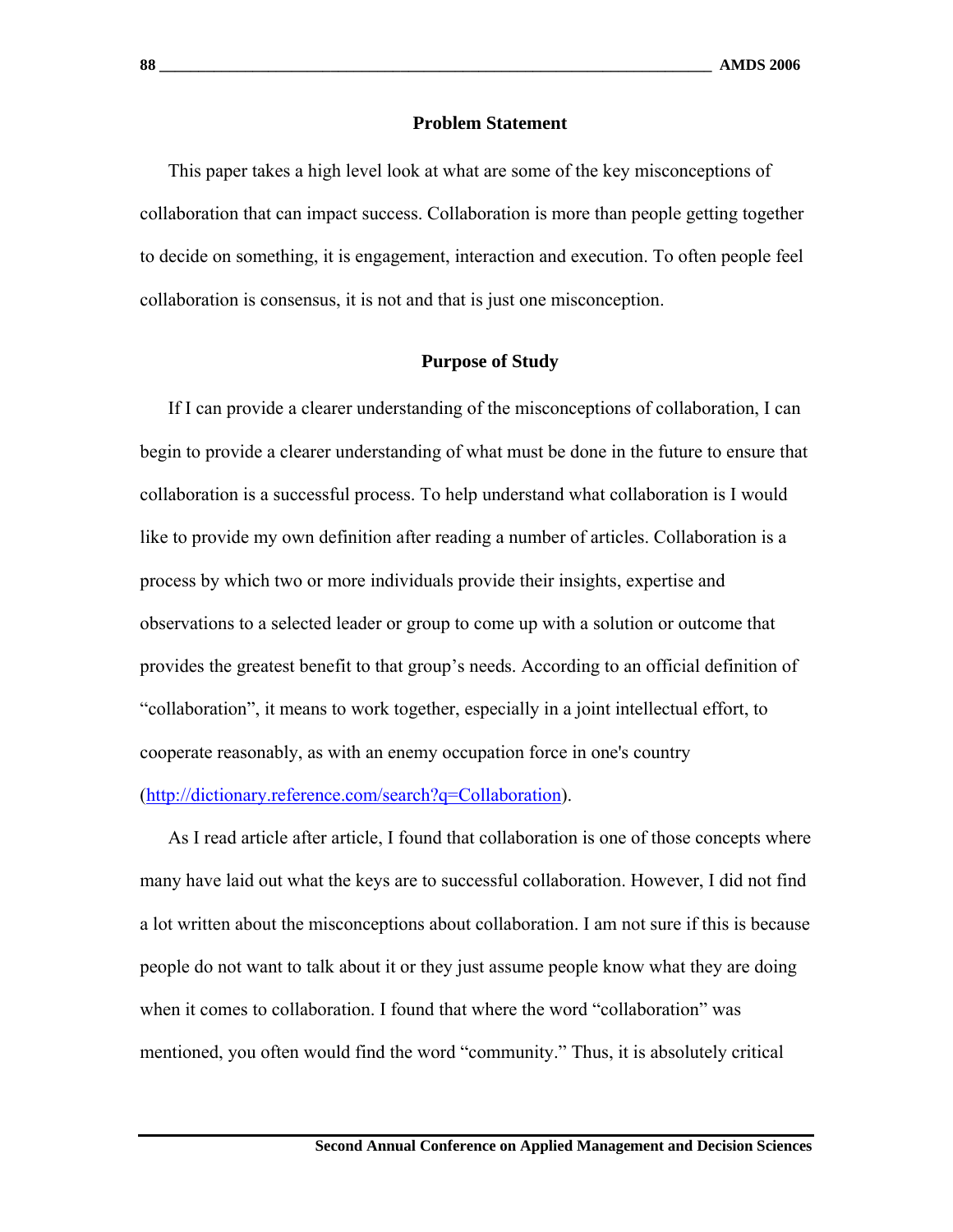## Problem Statement

This paper takes a high level look at what are some of the key misconceptions of collaboration that can impact success. Collaboration is more than people getting together to decide on something, it is engagement, interaction and execution. To often people feel collaboration is consensus, it is not and that is just one misconception.

## Purpose of Study

If I can provide a clearer understanding of the misconceptions of collaboration, I can begin to provide a clearer understanding of what must be done in the future to ensure that collaboration is a successful process. To help understand what collaboration is I would like to provide my own definition after reading a number of articles. Collaboration is a process by which two or more individuals provide their insights, expertise and observations to a selected leader or group to come up with a solution or outcome that provides the greatest benefit to that group's needs. According to an official definition of "collaboration", it means to work together, especially in a joint intellectual effort, to cooperate reasonably, as with an enemy occupation force in one's country (http://dictionary.reference.com/search?q=Collaboration).

As I read article after article, I found that collaboration is one of those concepts where many have laid out what the keys are to successful collaboration. However, I did not find a lot written about the misconceptions about collaboration. I am not sure if this is because people do not want to talk about it or they just assume people know what they are doing when it comes to collaboration. I found that where the word "collaboration" was mentioned, you often would find the word "community." Thus, it is absolutely critical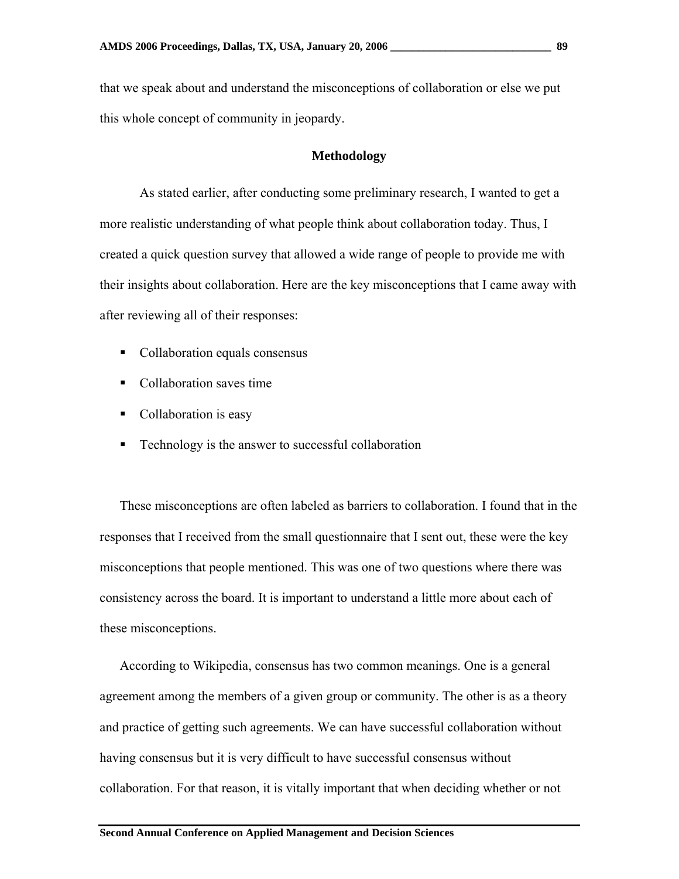that we speak about and understand the misconceptions of collaboration or else we put this whole concept of community in jeopardy.

## Methodology

As stated earlier, after conducting some preliminary research, I wanted to get a more realistic understanding of what people think about collaboration today. Thus, I created a quick question survey that allowed a wide range of people to provide me with their insights about collaboration. Here are the key misconceptions that I came away with after reviewing all of their responses:

- Collaboration equals consensus
- Collaboration saves time
- Collaboration is easy
- Technology is the answer to successful collaboration

These misconceptions are often labeled as barriers to collaboration. I found that in the responses that I received from the small questionnaire that I sent out, these were the key misconceptions that people mentioned. This was one of two questions where there was consistency across the board. It is important to understand a little more about each of these misconceptions.

According to Wikipedia, consensus has two common meanings. One is a general agreement among the members of a given group or community. The other is as a theory and practice of getting such agreements. We can have successful collaboration without having consensus but it is very difficult to have successful consensus without collaboration. For that reason, it is vitally important that when deciding whether or not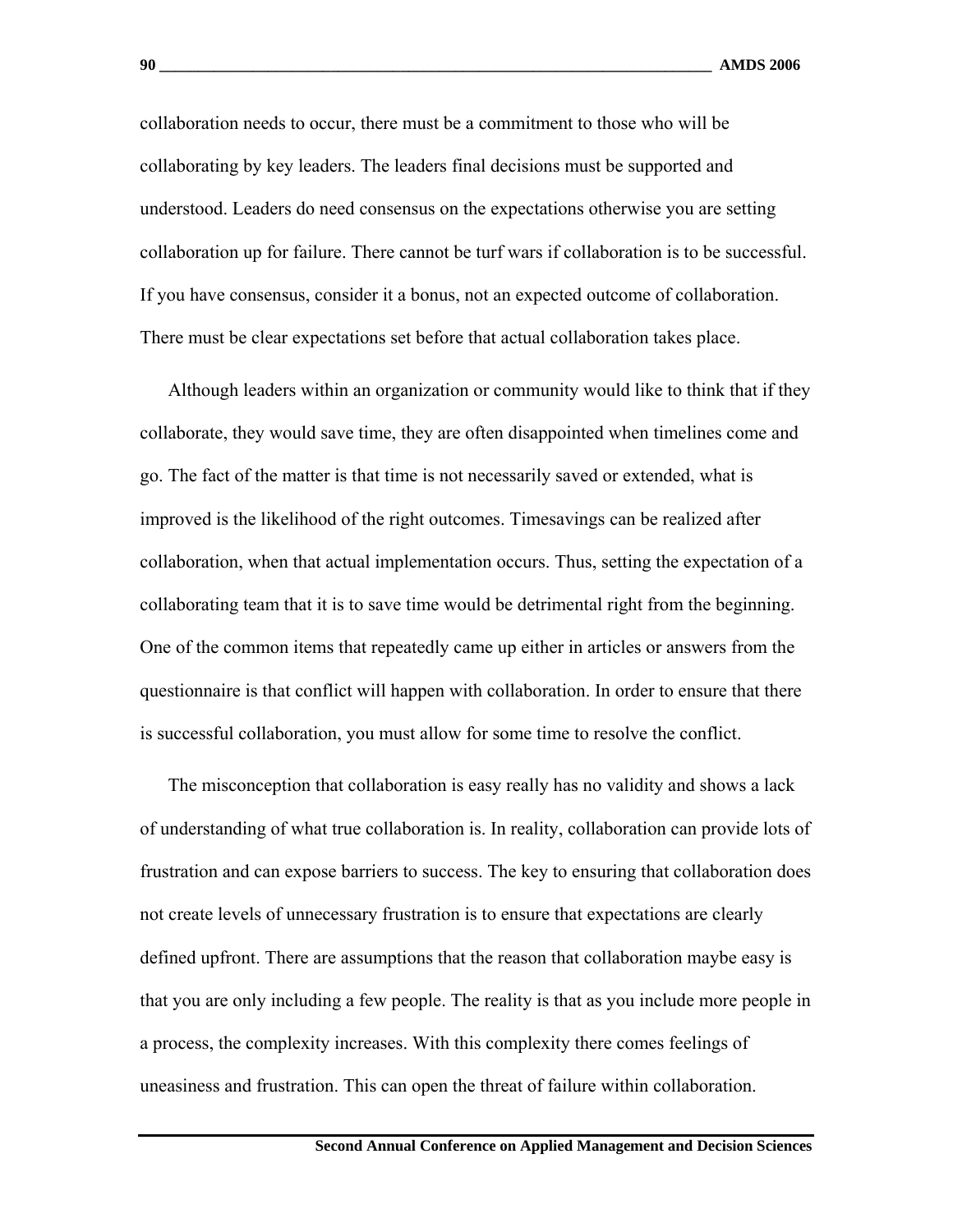collaboration needs to occur, there must be a commitment to those who will be collaborating by key leaders. The leaders final decisions must be supported and understood. Leaders do need consensus on the expectations otherwise you are setting collaboration up for failure. There cannot be turf wars if collaboration is to be successful. If you have consensus, consider it a bonus, not an expected outcome of collaboration. There must be clear expectations set before that actual collaboration takes place.

Although leaders within an organization or community would like to think that if they collaborate, they would save time, they are often disappointed when timelines come and go. The fact of the matter is that time is not necessarily saved or extended, what is improved is the likelihood of the right outcomes. Timesavings can be realized after collaboration, when that actual implementation occurs. Thus, setting the expectation of a collaborating team that it is to save time would be detrimental right from the beginning. One of the common items that repeatedly came up either in articles or answers from the questionnaire is that conflict will happen with collaboration. In order to ensure that there is successful collaboration, you must allow for some time to resolve the conflict.

The misconception that collaboration is easy really has no validity and shows a lack of understanding of what true collaboration is. In reality, collaboration can provide lots of frustration and can expose barriers to success. The key to ensuring that collaboration does not create levels of unnecessary frustration is to ensure that expectations are clearly defined upfront. There are assumptions that the reason that collaboration maybe easy is that you are only including a few people. The reality is that as you include more people in a process, the complexity increases. With this complexity there comes feelings of uneasiness and frustration. This can open the threat of failure within collaboration.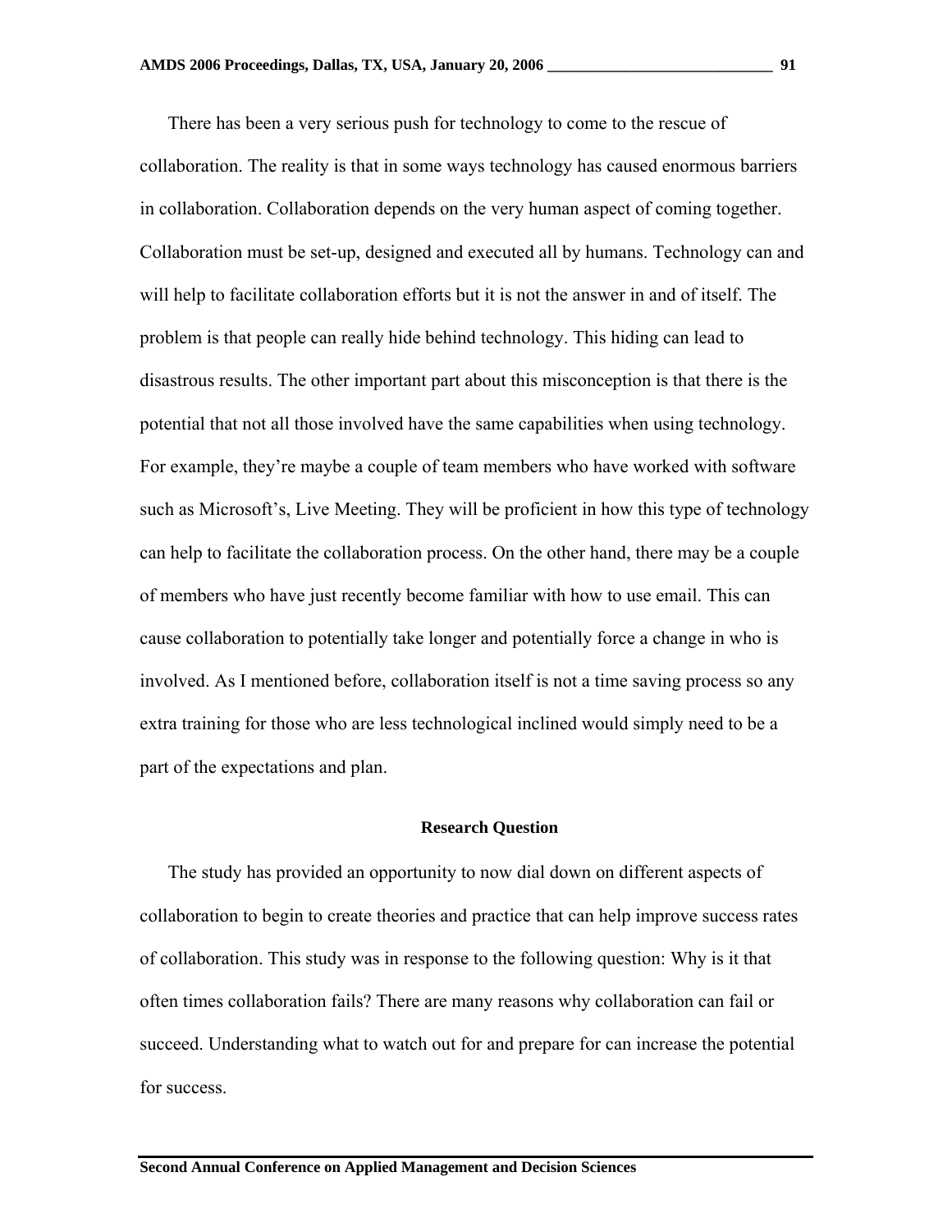There has been a very serious push for technology to come to the rescue of collaboration. The reality is that in some ways technology has caused enormous barriers in collaboration. Collaboration depends on the very human aspect of coming together. Collaboration must be set-up, designed and executed all by humans. Technology can and will help to facilitate collaboration efforts but it is not the answer in and of itself. The problem is that people can really hide behind technology. This hiding can lead to disastrous results. The other important part about this misconception is that there is the potential that not all those involved have the same capabilities when using technology. For example, they're maybe a couple of team members who have worked with software such as Microsoft's, Live Meeting. They will be proficient in how this type of technology can help to facilitate the collaboration process. On the other hand, there may be a couple of members who have just recently become familiar with how to use email. This can cause collaboration to potentially take longer and potentially force a change in who is involved. As I mentioned before, collaboration itself is not a time saving process so any extra training for those who are less technological inclined would simply need to be a part of the expectations and plan.

## Research Question

The study has provided an opportunity to now dial down on different aspects of collaboration to begin to create theories and practice that can help improve success rates of collaboration. This study was in response to the following question: Why is it that often times collaboration fails? There are many reasons why collaboration can fail or succeed. Understanding what to watch out for and prepare for can increase the potential for success.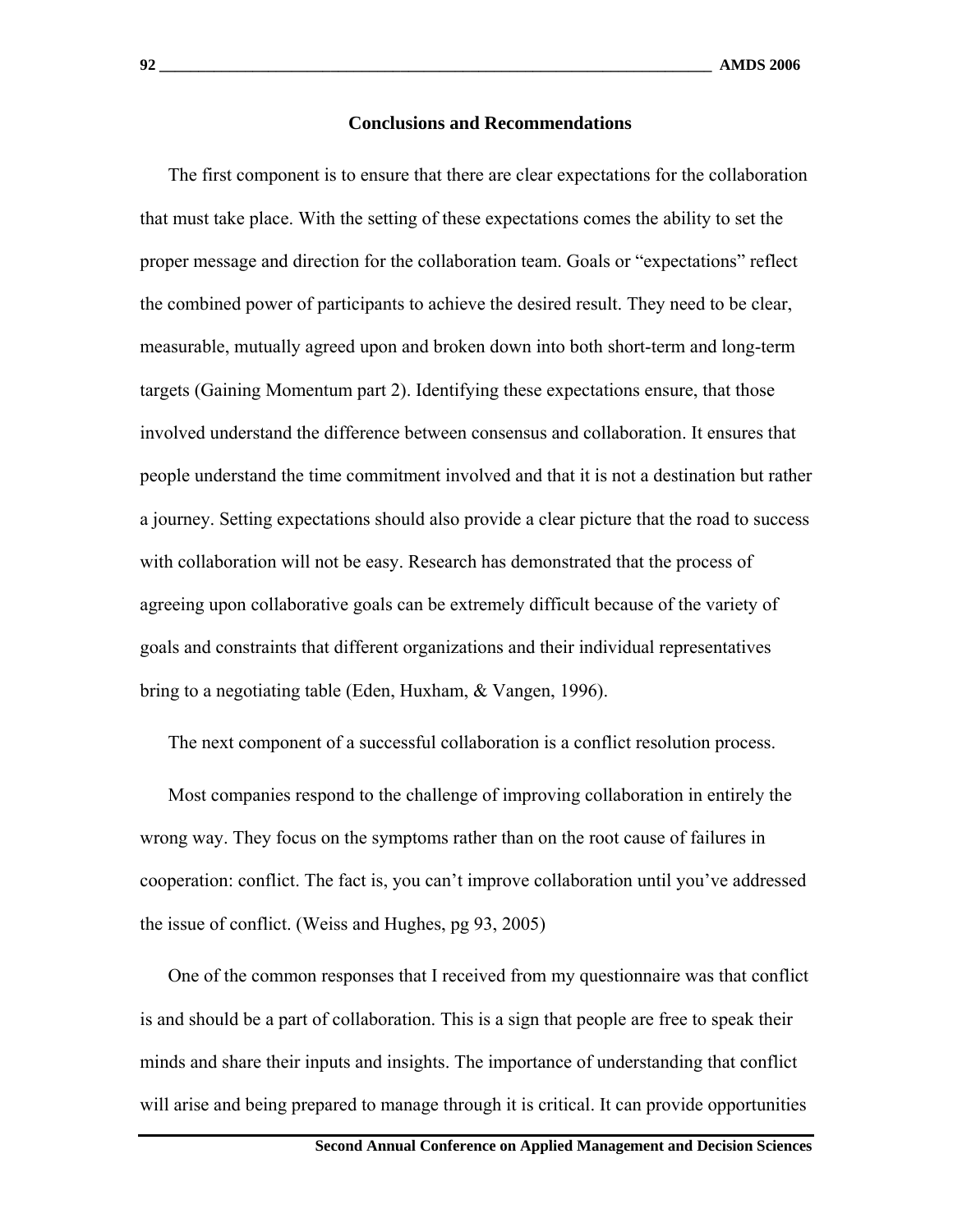## Conclusions and Recommendations

The first component is to ensure that there are clear expectations for the collaboration that must take place. With the setting of these expectations comes the ability to set the proper message and direction for the collaboration team. Goals or "expectations" reflect the combined power of participants to achieve the desired result. They need to be clear, measurable, mutually agreed upon and broken down into both short-term and long-term targets (Gaining Momentum part 2). Identifying these expectations ensure, that those involved understand the difference between consensus and collaboration. It ensures that people understand the time commitment involved and that it is not a destination but rather a journey. Setting expectations should also provide a clear picture that the road to success with collaboration will not be easy. Research has demonstrated that the process of agreeing upon collaborative goals can be extremely difficult because of the variety of goals and constraints that different organizations and their individual representatives bring to a negotiating table (Eden, Huxham, & Vangen, 1996).

The next component of a successful collaboration is a conflict resolution process.

Most companies respond to the challenge of improving collaboration in entirely the wrong way. They focus on the symptoms rather than on the root cause of failures in cooperation: conflict. The fact is, you can't improve collaboration until you've addressed the issue of conflict. (Weiss and Hughes, pg 93, 2005)

One of the common responses that I received from my questionnaire was that conflict is and should be a part of collaboration. This is a sign that people are free to speak their minds and share their inputs and insights. The importance of understanding that conflict will arise and being prepared to manage through it is critical. It can provide opportunities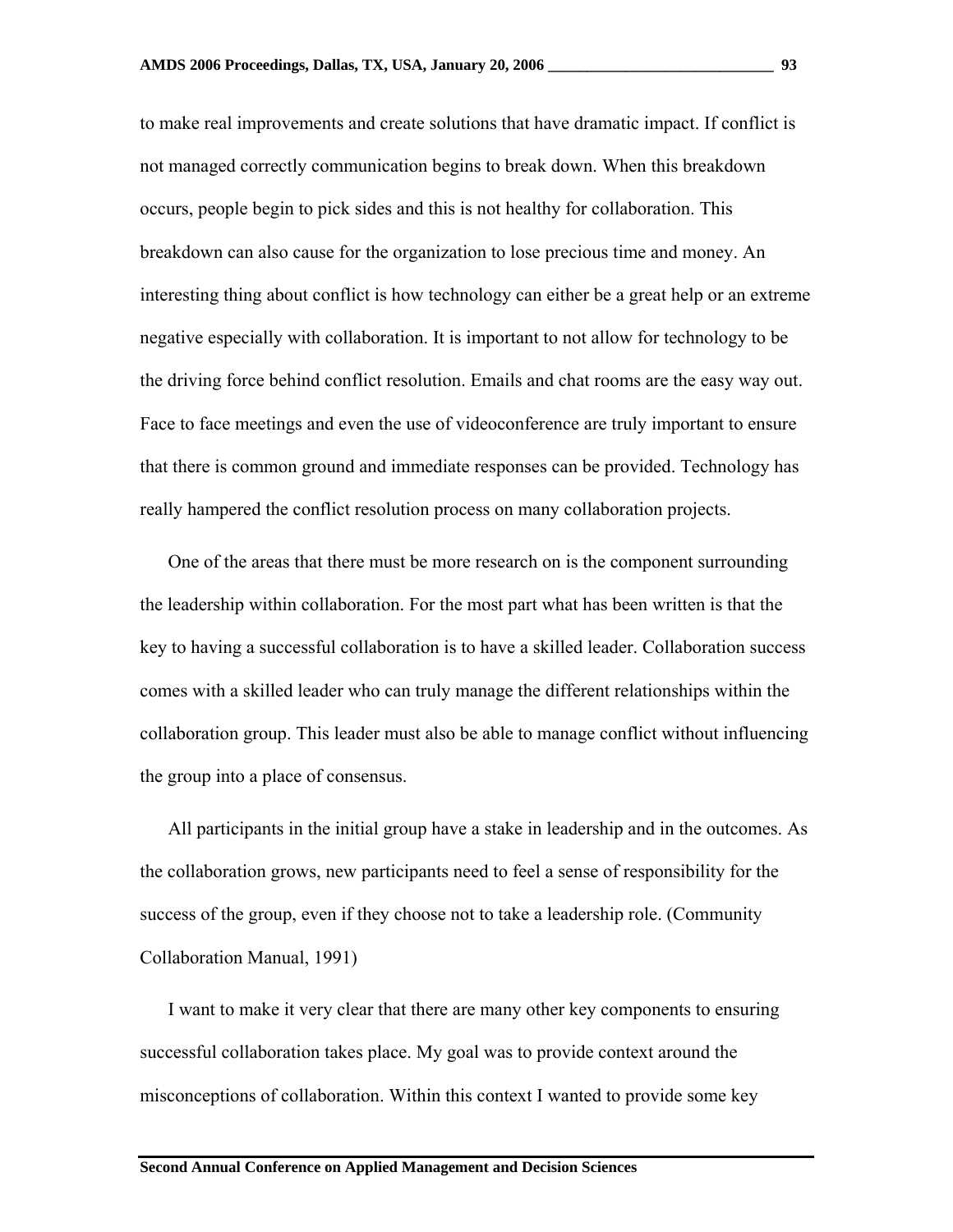to make real improvements and create solutions that have dramatic impact. If conflict is not managed correctly communication begins to break down. When this breakdown occurs, people begin to pick sides and this is not healthy for collaboration. This breakdown can also cause for the organization to lose precious time and money. An interesting thing about conflict is how technology can either be a great help or an extreme negative especially with collaboration. It is important to not allow for technology to be the driving force behind conflict resolution. Emails and chat rooms are the easy way out. Face to face meetings and even the use of videoconference are truly important to ensure that there is common ground and immediate responses can be provided. Technology has really hampered the conflict resolution process on many collaboration projects.

One of the areas that there must be more research on is the component surrounding the leadership within collaboration. For the most part what has been written is that the key to having a successful collaboration is to have a skilled leader. Collaboration success comes with a skilled leader who can truly manage the different relationships within the collaboration group. This leader must also be able to manage conflict without influencing the group into a place of consensus.

All participants in the initial group have a stake in leadership and in the outcomes. As the collaboration grows, new participants need to feel a sense of responsibility for the success of the group, even if they choose not to take a leadership role. (Community Collaboration Manual, 1991)

I want to make it very clear that there are many other key components to ensuring successful collaboration takes place. My goal was to provide context around the misconceptions of collaboration. Within this context I wanted to provide some key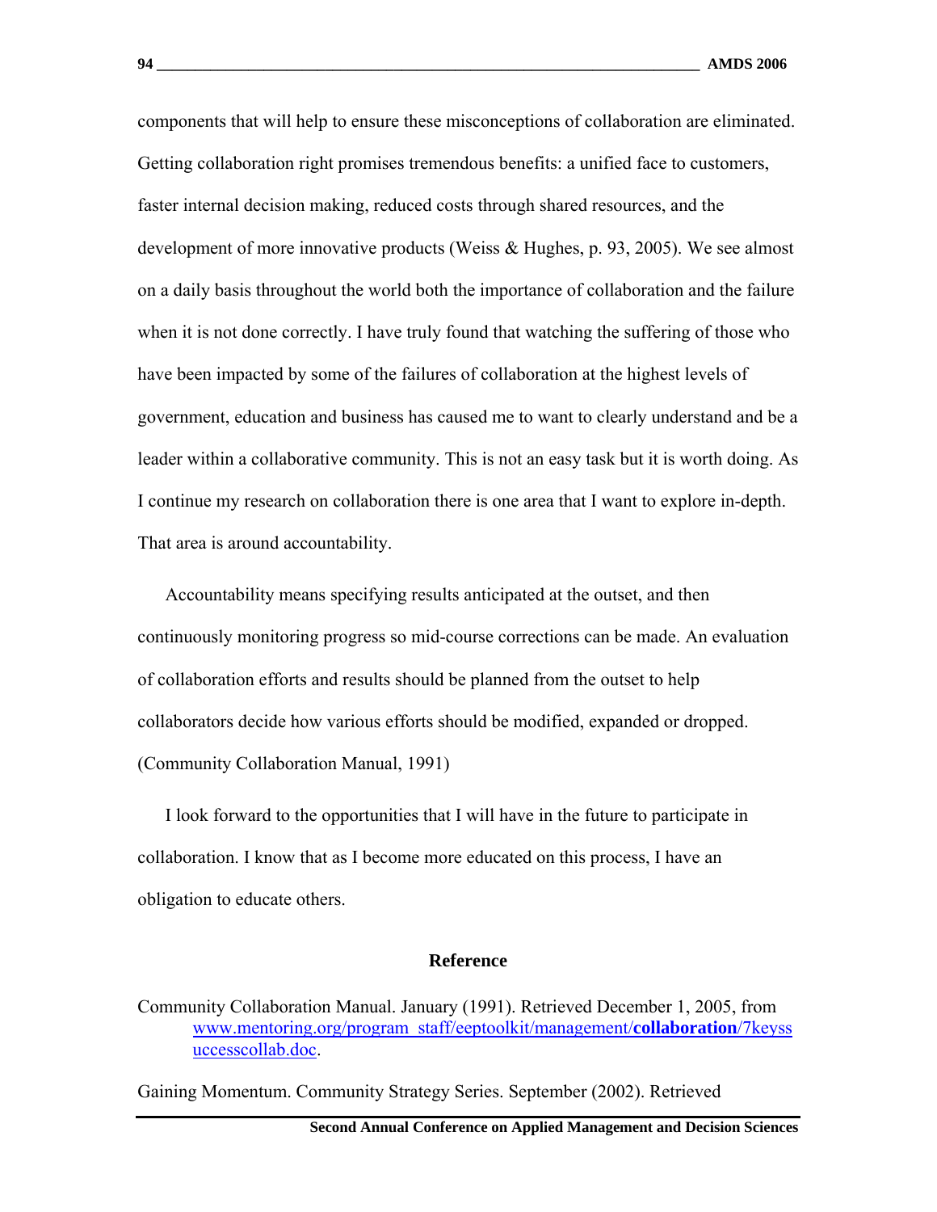components that will help to ensure these misconceptions of collaboration are eliminated. Getting collaboration right promises tremendous benefits: a unified face to customers, faster internal decision making, reduced costs through shared resources, and the development of more innovative products (Weiss & Hughes, p. 93, 2005). We see almost on a daily basis throughout the world both the importance of collaboration and the failure when it is not done correctly. I have truly found that watching the suffering of those who have been impacted by some of the failures of collaboration at the highest levels of government, education and business has caused me to want to clearly understand and be a leader within a collaborative community. This is not an easy task but it is worth doing. As I continue my research on collaboration there is one area that I want to explore in-depth. That area is around accountability.

Accountability means specifying results anticipated at the outset, and then continuously monitoring progress so mid-course corrections can be made. An evaluation of collaboration efforts and results should be planned from the outset to help collaborators decide how various efforts should be modified, expanded or dropped. (Community Collaboration Manual, 1991)

I look forward to the opportunities that I will have in the future to participate in collaboration. I know that as I become more educated on this process, I have an obligation to educate others.

## Reference

Community Collaboration Manual. January (1991). Retrieved December 1, 2005, from www.mentoring.org/program_staff/eeptoolkit/management/**collaboration**/7keyssuccesscollab.doc.

Gaining Momentum. Community Strategy Series. September (2002). Retrieved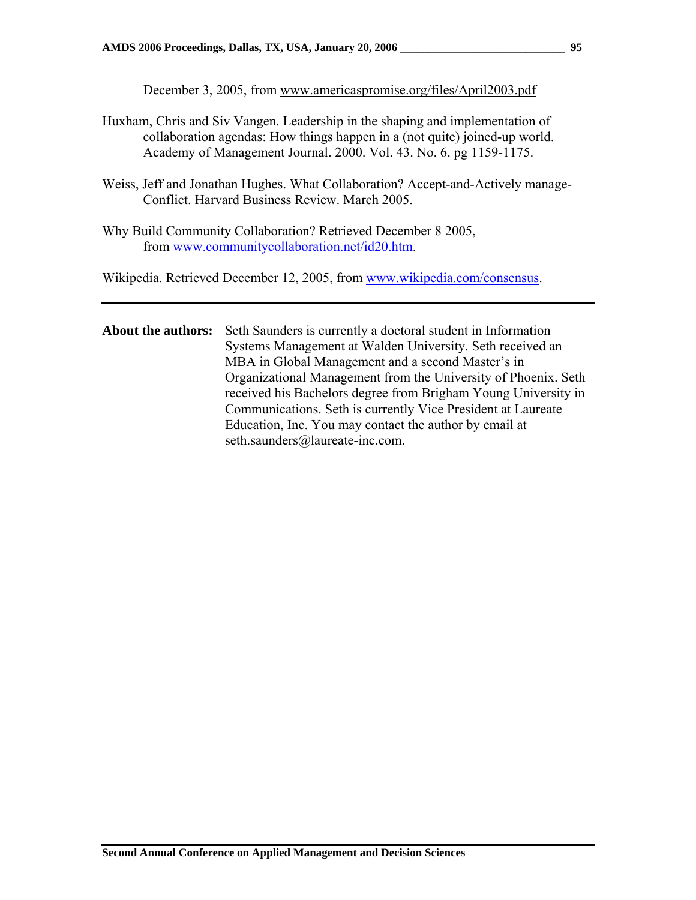December 3, 2005, from www.americaspromise.org/files/April2003.pdf

Huxham, Chris and Siv Vangen. Leadership in the shaping and implementation of collaboration agendas: How things happen in a (not quite) joined-up world. Academy of Management Journal. 2000. Vol. 43. No. 6. pg 1159-1175.

Weiss, Jeff and Jonathan Hughes. What Collaboration? Accept-and-Actively manage-Conflict. Harvard Business Review. March 2005.

Why Build Community Collaboration? Retrieved December 8 2005, from www.communitycollaboration.net/id20.htm.

Wikipedia. Retrieved December 12, 2005, from www.wikipedia.com/consensus.

---

**About the authors:** Seth Saunders is currently a doctoral student in Information Systems Management at Walden University. Seth received an MBA in Global Management and a second Master's in Organizational Management from the University of Phoenix. Seth received his Bachelors degree from Brigham Young University in Communications. Seth is currently Vice President at Laureate Education, Inc. You may contact the author by email at seth.saunders@laureate-inc.com.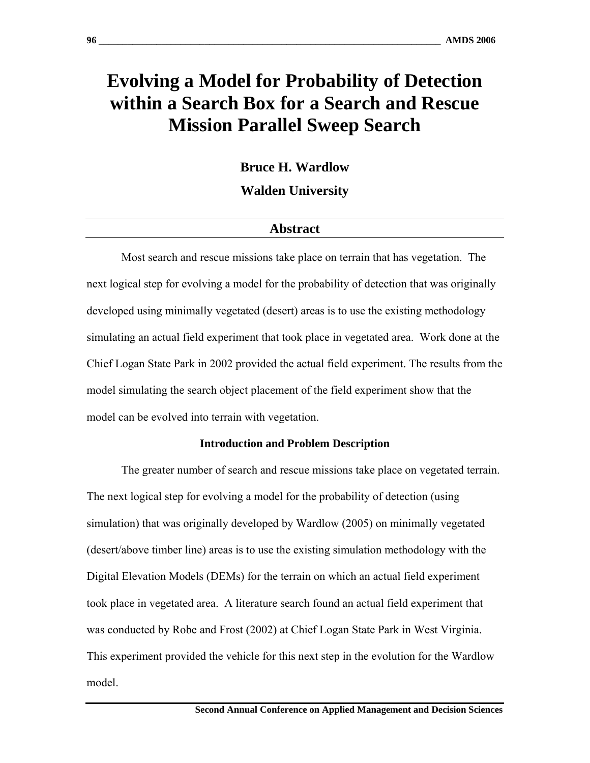# Evolving a Model for Probability of Detection within a Search Box for a Search and Rescue Mission Parallel Sweep Search

**Bruce H. Wardlow**

**Walden University**

## Abstract

Most search and rescue missions take place on terrain that has vegetation. The next logical step for evolving a model for the probability of detection that was originally developed using minimally vegetated (desert) areas is to use the existing methodology simulating an actual field experiment that took place in vegetated area. Work done at the Chief Logan State Park in 2002 provided the actual field experiment. The results from the model simulating the search object placement of the field experiment show that the model can be evolved into terrain with vegetation.

### Introduction and Problem Description

The greater number of search and rescue missions take place on vegetated terrain. The next logical step for evolving a model for the probability of detection (using simulation) that was originally developed by Wardlow (2005) on minimally vegetated (desert/above timber line) areas is to use the existing simulation methodology with the Digital Elevation Models (DEMs) for the terrain on which an actual field experiment took place in vegetated area. A literature search found an actual field experiment that was conducted by Robe and Frost (2002) at Chief Logan State Park in West Virginia. This experiment provided the vehicle for this next step in the evolution for the Wardlow model.